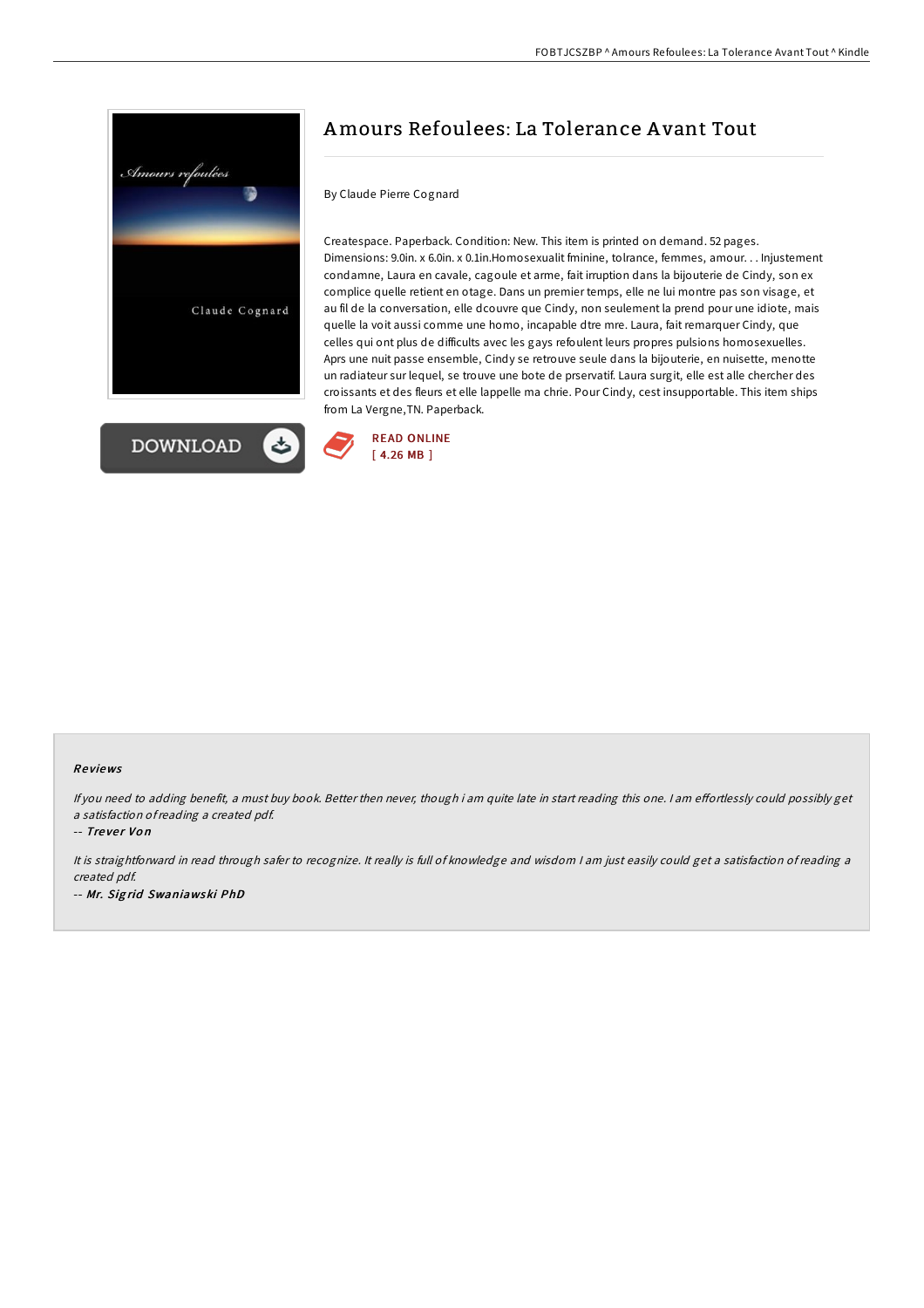# Amours Refoulees: La Tolerance Avant Tout

By Claude Pierre Cognard

Createspace. Paperback. Condition: New. This item is printed on demand. 52 pages. Dimensions: 9.0in. x 6.0in. x 0.1in.Homosexualit fminine, tolrance, femmes, amour. . . Injustement condamne, Laura en cavale, cagoule et arme, fait irruption dans la bijouterie de Cindy, son ex complice quelle retient en otage. Dans un premier temps, elle ne lui montre pas son visage, et au fil de la conversation, elle dcouvre que Cindy, non seulement la prend pour une idiote, mais quelle la voit aussi comme une homo, incapable dtre mre. Laura, fait remarquer Cindy, que celles qui ont plus de difficults avec les gays refoulent leurs propres pulsions homosexuelles. Aprs une nuit passe ensemble, Cindy se retrouve seule dans la bijouterie, en nuisette, menotte un radiateur sur lequel, se trouve une bote de prservatif. Laura surgit, elle est alle chercher des croissants et des fleurs et elle lappelle ma chrie. Pour Cindy, cest insupportable. This item ships from La Vergne,TN. Paperback.

DOWNLOAD

READ ONLINE
[ 4.26 MB ]

### Reviews

*If you need to adding benefit, a must buy book. Better then never, though i am quite late in start reading this one. I am effortlessly could possibly get a satisfaction of reading a created pdf.*

-- *Trever Von*

*It is straightforward in read through safer to recognize. It really is full of knowledge and wisdom I am just easily could get a satisfaction of reading a created pdf.*

-- *Mr. Sigrid Swaniawski PhD*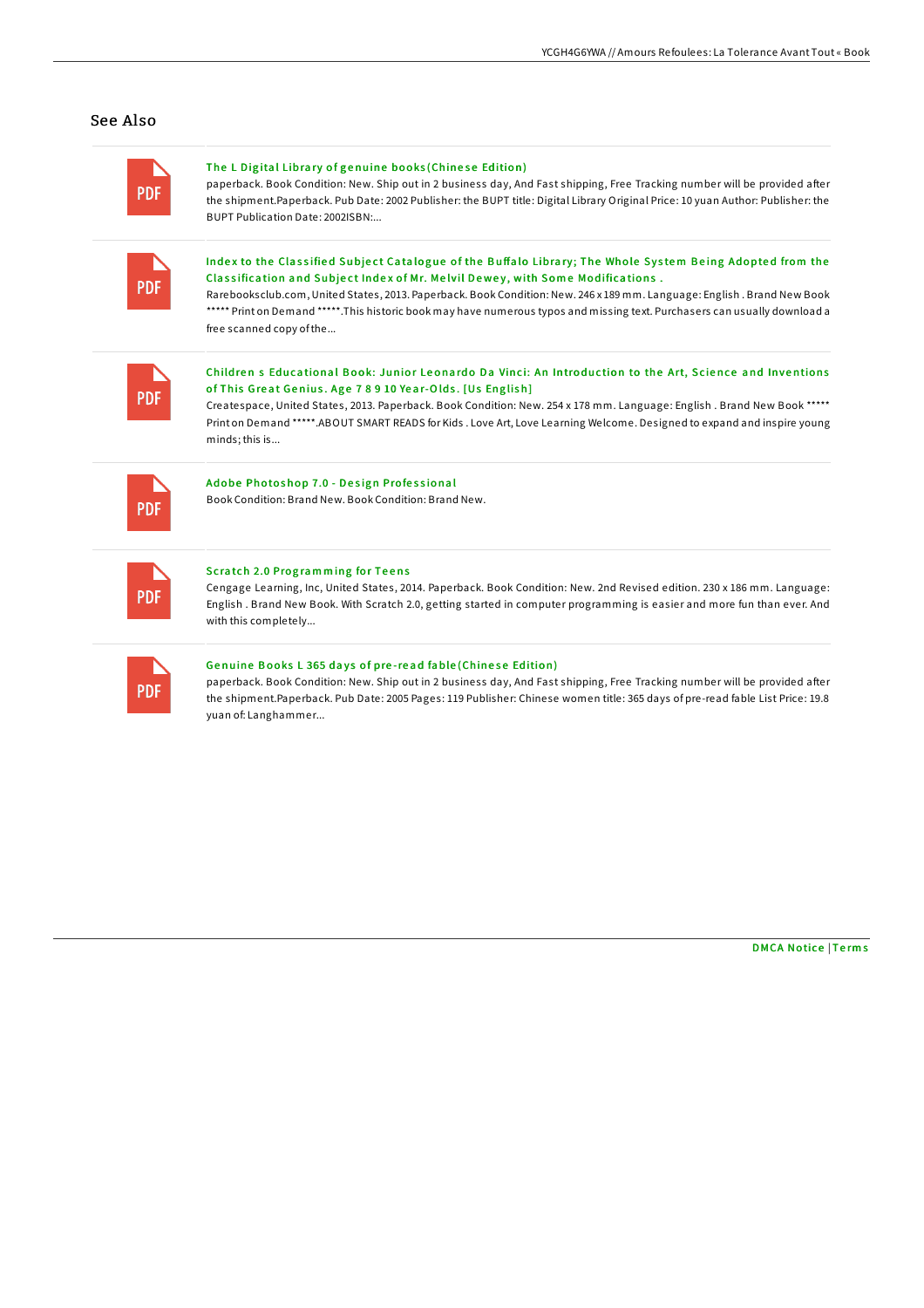## See Also

**The L Digital Library of genuine books(Chinese Edition)**

paperback. Book Condition: New. Ship out in 2 business day, And Fast shipping, Free Tracking number will be provided after the shipment.Paperback. Pub Date: 2002 Publisher: the BUPT title: Digital Library Original Price: 10 yuan Author: Publisher: the BUPT Publication Date: 2002ISBN:...

**Index to the Classified Subject Catalogue of the Buffalo Library; The Whole System Being Adopted from the Classification and Subject Index of Mr. Melvil Dewey, with Some Modifications .**

Rarebooksclub.com, United States, 2013. Paperback. Book Condition: New. 246 x 189 mm. Language: English . Brand New Book ***** Print on Demand *****.This historic book may have numerous typos and missing text. Purchasers can usually download a free scanned copy of the...

**Children s Educational Book: Junior Leonardo Da Vinci: An Introduction to the Art, Science and Inventions of This Great Genius. Age 7 8 9 10 Year-Olds. [Us English]**

Createspace, United States, 2013. Paperback. Book Condition: New. 254 x 178 mm. Language: English . Brand New Book ***** Print on Demand *****.ABOUT SMART READS for Kids . Love Art, Love Learning Welcome. Designed to expand and inspire young minds; this is...

**Adobe Photoshop 7.0 - Design Professional**

Book Condition: Brand New. Book Condition: Brand New.

**Scratch 2.0 Programming for Teens**

Cengage Learning, Inc, United States, 2014. Paperback. Book Condition: New. 2nd Revised edition. 230 x 186 mm. Language: English . Brand New Book. With Scratch 2.0, getting started in computer programming is easier and more fun than ever. And with this completely...

**Genuine Books L 365 days of pre-read fable(Chinese Edition)**

paperback. Book Condition: New. Ship out in 2 business day, And Fast shipping, Free Tracking number will be provided after the shipment.Paperback. Pub Date: 2005 Pages: 119 Publisher: Chinese women title: 365 days of pre-read fable List Price: 19.8 yuan of: Langhammer...